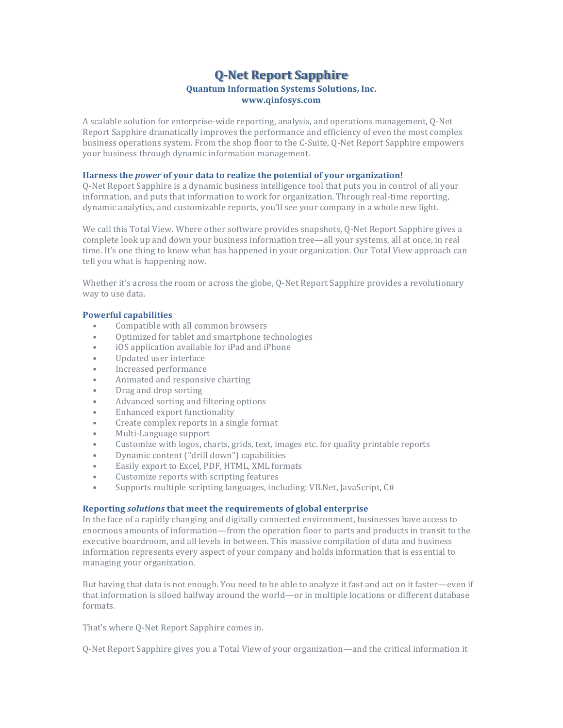# Q-Net Report Sapphire

**Quantum Information Systems Solutions, Inc.**
**www.qinfosys.com**

A scalable solution for enterprise-wide reporting, analysis, and operations management, Q-Net Report Sapphire dramatically improves the performance and efficiency of even the most complex business operations system. From the shop floor to the C-Suite, Q-Net Report Sapphire empowers your business through dynamic information management.

### Harness the *power* of your data to realize the potential of your organization!

Q-Net Report Sapphire is a dynamic business intelligence tool that puts you in control of all your information, and puts that information to work for organization. Through real-time reporting, dynamic analytics, and customizable reports, you'll see your company in a whole new light.

We call this Total View. Where other software provides snapshots, Q-Net Report Sapphire gives a complete look up and down your business information tree—all your systems, all at once, in real time. It's one thing to know what has happened in your organization. Our Total View approach can tell you what is happening now.

Whether it's across the room or across the globe, Q-Net Report Sapphire provides a revolutionary way to use data.

### Powerful capabilities

- Compatible with all common browsers
- Optimized for tablet and smartphone technologies
- iOS application available for iPad and iPhone
- Updated user interface
- Increased performance
- Animated and responsive charting
- Drag and drop sorting
- Advanced sorting and filtering options
- Enhanced export functionality
- Create complex reports in a single format
- Multi-Language support
- Customize with logos, charts, grids, text, images etc. for quality printable reports
- Dynamic content ("drill down") capabilities
- Easily export to Excel, PDF, HTML, XML formats
- Customize reports with scripting features
- Supports multiple scripting languages, including: VB.Net, JavaScript, C#

### Reporting *solutions* that meet the requirements of global enterprise

In the face of a rapidly changing and digitally connected environment, businesses have access to enormous amounts of information—from the operation floor to parts and products in transit to the executive boardroom, and all levels in between. This massive compilation of data and business information represents every aspect of your company and holds information that is essential to managing your organization.

But having that data is not enough. You need to be able to analyze it fast and act on it faster—even if that information is siloed halfway around the world—or in multiple locations or different database formats.

That's where Q-Net Report Sapphire comes in.

Q-Net Report Sapphire gives you a Total View of your organization—and the critical information it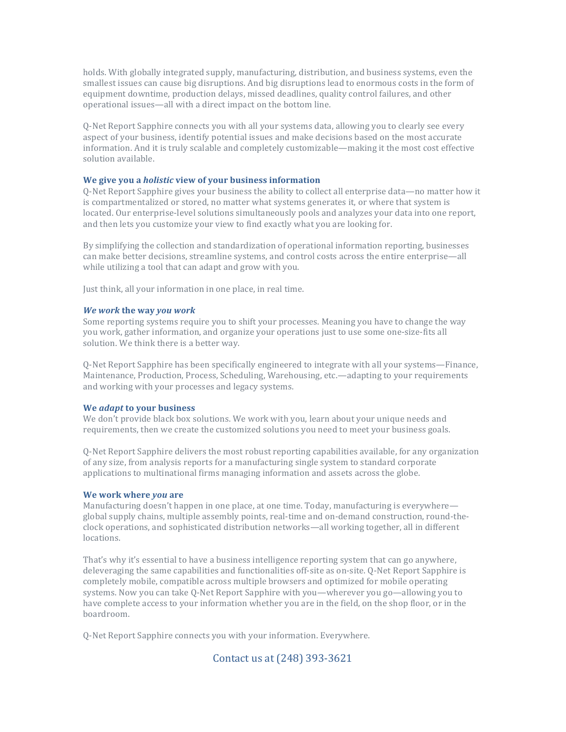holds. With globally integrated supply, manufacturing, distribution, and business systems, even the smallest issues can cause big disruptions. And big disruptions lead to enormous costs in the form of equipment downtime, production delays, missed deadlines, quality control failures, and other operational issues—all with a direct impact on the bottom line.

Q-Net Report Sapphire connects you with all your systems data, allowing you to clearly see every aspect of your business, identify potential issues and make decisions based on the most accurate information. And it is truly scalable and completely customizable—making it the most cost effective solution available.

**We give you a *holistic* view of your business information**

Q-Net Report Sapphire gives your business the ability to collect all enterprise data—no matter how it is compartmentalized or stored, no matter what systems generates it, or where that system is located. Our enterprise-level solutions simultaneously pools and analyzes your data into one report, and then lets you customize your view to find exactly what you are looking for.

By simplifying the collection and standardization of operational information reporting, businesses can make better decisions, streamline systems, and control costs across the entire enterprise—all while utilizing a tool that can adapt and grow with you.

Just think, all your information in one place, in real time.

***We work* the way *you work***

Some reporting systems require you to shift your processes. Meaning you have to change the way you work, gather information, and organize your operations just to use some one-size-fits all solution. We think there is a better way.

Q-Net Report Sapphire has been specifically engineered to integrate with all your systems—Finance, Maintenance, Production, Process, Scheduling, Warehousing, etc.—adapting to your requirements and working with your processes and legacy systems.

**We *adapt* to your business**

We don't provide black box solutions. We work with you, learn about your unique needs and requirements, then we create the customized solutions you need to meet your business goals.

Q-Net Report Sapphire delivers the most robust reporting capabilities available, for any organization of any size, from analysis reports for a manufacturing single system to standard corporate applications to multinational firms managing information and assets across the globe.

**We work where *you* are**

Manufacturing doesn't happen in one place, at one time. Today, manufacturing is everywhere—global supply chains, multiple assembly points, real-time and on-demand construction, round-the-clock operations, and sophisticated distribution networks—all working together, all in different locations.

That's why it's essential to have a business intelligence reporting system that can go anywhere, deleveraging the same capabilities and functionalities off-site as on-site. Q-Net Report Sapphire is completely mobile, compatible across multiple browsers and optimized for mobile operating systems. Now you can take Q-Net Report Sapphire with you—wherever you go—allowing you to have complete access to your information whether you are in the field, on the shop floor, or in the boardroom.

Q-Net Report Sapphire connects you with your information. Everywhere.

Contact us at (248) 393-3621